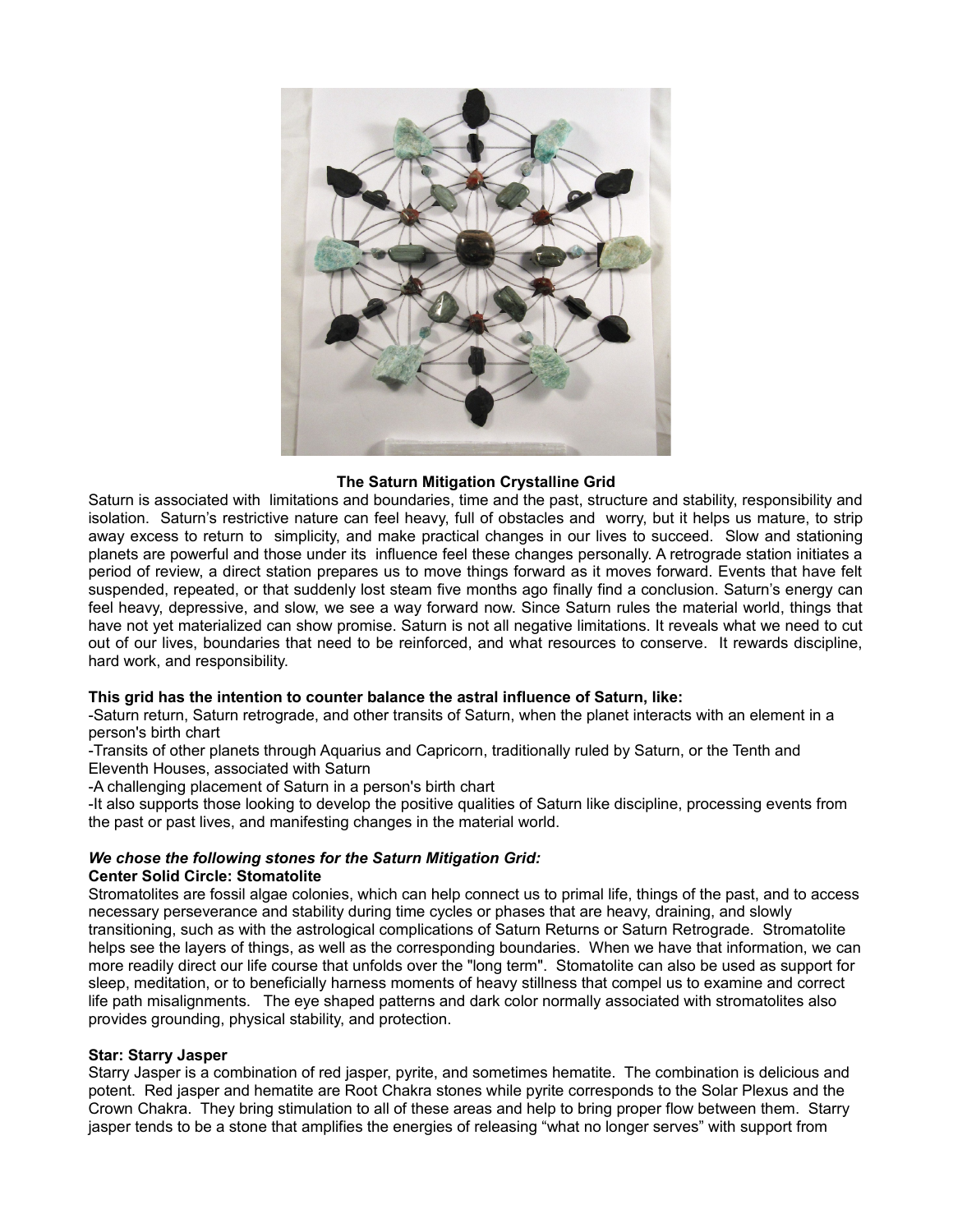**The Saturn Mitigation Crystalline Grid**

Saturn is associated with limitations and boundaries, time and the past, structure and stability, responsibility and isolation. Saturn's restrictive nature can feel heavy, full of obstacles and worry, but it helps us mature, to strip away excess to return to simplicity, and make practical changes in our lives to succeed. Slow and stationing planets are powerful and those under its influence feel these changes personally. A retrograde station initiates a period of review, a direct station prepares us to move things forward as it moves forward. Events that have felt suspended, repeated, or that suddenly lost steam five months ago finally find a conclusion. Saturn's energy can feel heavy, depressive, and slow, we see a way forward now. Since Saturn rules the material world, things that have not yet materialized can show promise. Saturn is not all negative limitations. It reveals what we need to cut out of our lives, boundaries that need to be reinforced, and what resources to conserve. It rewards discipline, hard work, and responsibility.

**This grid has the intention to counter balance the astral influence of Saturn, like:**

-Saturn return, Saturn retrograde, and other transits of Saturn, when the planet interacts with an element in a person's birth chart

-Transits of other planets through Aquarius and Capricorn, traditionally ruled by Saturn, or the Tenth and Eleventh Houses, associated with Saturn

-A challenging placement of Saturn in a person's birth chart

-It also supports those looking to develop the positive qualities of Saturn like discipline, processing events from the past or past lives, and manifesting changes in the material world.

***We chose the following stones for the Saturn Mitigation Grid:***

**Center Solid Circle: Stomatolite**

Stromatolites are fossil algae colonies, which can help connect us to primal life, things of the past, and to access necessary perseverance and stability during time cycles or phases that are heavy, draining, and slowly transitioning, such as with the astrological complications of Saturn Returns or Saturn Retrograde. Stomatolite helps see the layers of things, as well as the corresponding boundaries. When we have that information, we can more readily direct our life course that unfolds over the "long term". Stomatolite can also be used as support for sleep, meditation, or to beneficially harness moments of heavy stillness that compel us to examine and correct life path misalignments. The eye shaped patterns and dark color normally associated with stromatolites also provides grounding, physical stability, and protection.

**Star: Starry Jasper**

Starry Jasper is a combination of red jasper, pyrite, and sometimes hematite. The combination is delicious and potent. Red jasper and hematite are Root Chakra stones while pyrite corresponds to the Solar Plexus and the Crown Chakra. They bring stimulation to all of these areas and help to bring proper flow between them. Starry jasper tends to be a stone that amplifies the energies of releasing "what no longer serves" with support from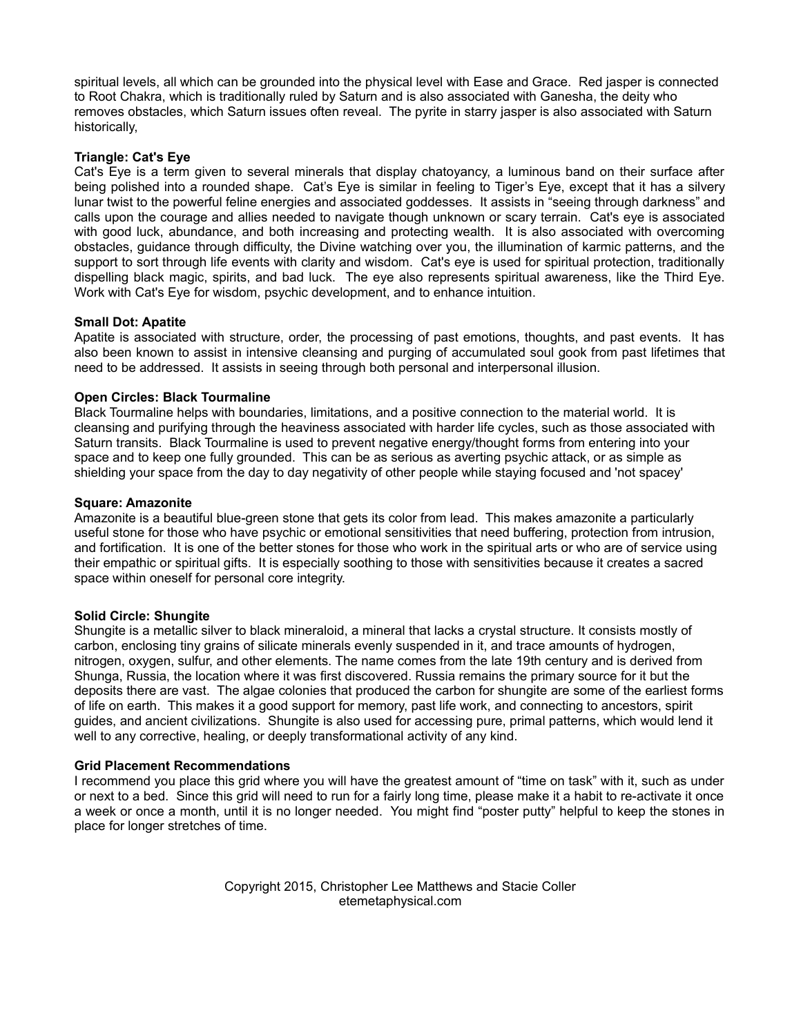spiritual levels, all which can be grounded into the physical level with Ease and Grace. Red jasper is connected to Root Chakra, which is traditionally ruled by Saturn and is also associated with Ganesha, the deity who removes obstacles, which Saturn issues often reveal. The pyrite in starry jasper is also associated with Saturn historically,

**Triangle: Cat's Eye**
Cat's Eye is a term given to several minerals that display chatoyancy, a luminous band on their surface after being polished into a rounded shape. Cat's Eye is similar in feeling to Tiger's Eye, except that it has a silvery lunar twist to the powerful feline energies and associated goddesses. It assists in "seeing through darkness" and calls upon the courage and allies needed to navigate though unknown or scary terrain. Cat's eye is associated with good luck, abundance, and both increasing and protecting wealth. It is also associated with overcoming obstacles, guidance through difficulty, the Divine watching over you, the illumination of karmic patterns, and the support to sort through life events with clarity and wisdom. Cat's eye is used for spiritual protection, traditionally dispelling black magic, spirits, and bad luck. The eye also represents spiritual awareness, like the Third Eye. Work with Cat's Eye for wisdom, psychic development, and to enhance intuition.

**Small Dot: Apatite**
Apatite is associated with structure, order, the processing of past emotions, thoughts, and past events. It has also been known to assist in intensive cleansing and purging of accumulated soul gook from past lifetimes that need to be addressed. It assists in seeing through both personal and interpersonal illusion.

**Open Circles: Black Tourmaline**
Black Tourmaline helps with boundaries, limitations, and a positive connection to the material world. It is cleansing and purifying through the heaviness associated with harder life cycles, such as those associated with Saturn transits. Black Tourmaline is used to prevent negative energy/thought forms from entering into your space and to keep one fully grounded. This can be as serious as averting psychic attack, or as simple as shielding your space from the day to day negativity of other people while staying focused and 'not spacey'

**Square: Amazonite**
Amazonite is a beautiful blue-green stone that gets its color from lead. This makes amazonite a particularly useful stone for those who have psychic or emotional sensitivities that need buffering, protection from intrusion, and fortification. It is one of the better stones for those who work in the spiritual arts or who are of service using their empathic or spiritual gifts. It is especially soothing to those with sensitivities because it creates a sacred space within oneself for personal core integrity.

**Solid Circle: Shungite**
Shungite is a metallic silver to black mineraloid, a mineral that lacks a crystal structure. It consists mostly of carbon, enclosing tiny grains of silicate minerals evenly suspended in it, and trace amounts of hydrogen, nitrogen, oxygen, sulfur, and other elements. The name comes from the late 19th century and is derived from Shunga, Russia, the location where it was first discovered. Russia remains the primary source for it but the deposits there are vast. The algae colonies that produced the carbon for shungite are some of the earliest forms of life on earth. This makes it a good support for memory, past life work, and connecting to ancestors, spirit guides, and ancient civilizations. Shungite is also used for accessing pure, primal patterns, which would lend it well to any corrective, healing, or deeply transformational activity of any kind.

**Grid Placement Recommendations**
I recommend you place this grid where you will have the greatest amount of "time on task" with it, such as under or next to a bed. Since this grid will need to run for a fairly long time, please make it a habit to re-activate it once a week or once a month, until it is no longer needed. You might find "poster putty" helpful to keep the stones in place for longer stretches of time.

Copyright 2015, Christopher Lee Matthews and Stacie Coller
etemetaphysical.com